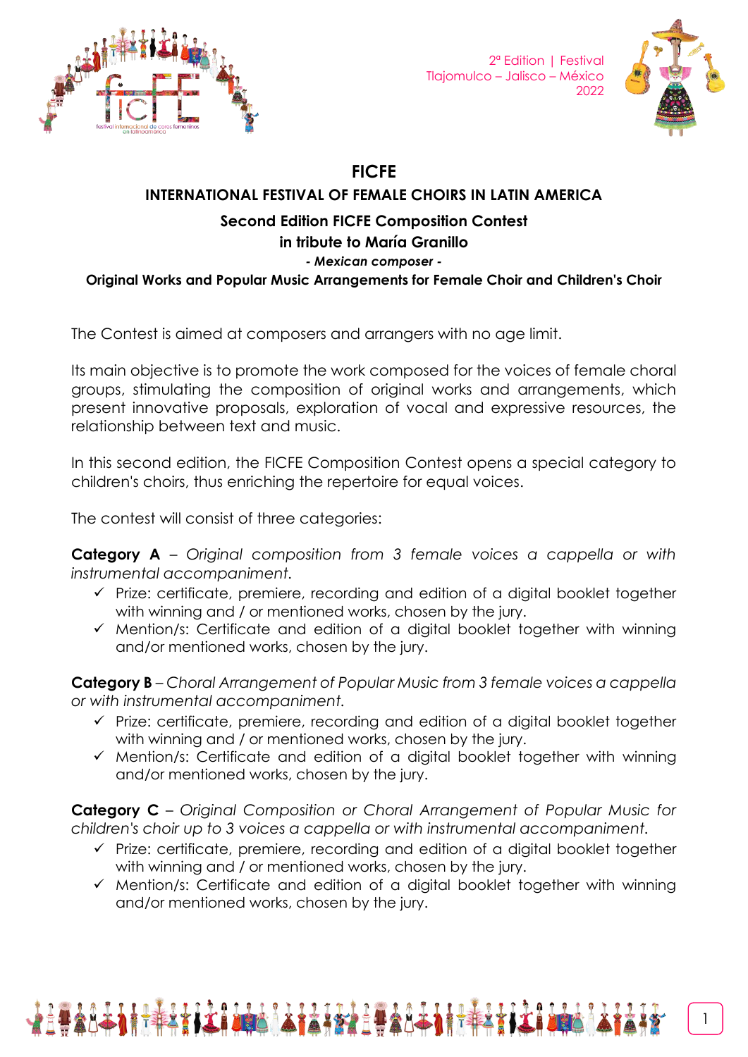2ª Edition | Festival
Tlajomulco – Jalisco – México
2022

# FICFE

## INTERNATIONAL FESTIVAL OF FEMALE CHOIRS IN LATIN AMERICA

### Second Edition FICFE Composition Contest in tribute to María Granillo

***- Mexican composer -***

**Original Works and Popular Music Arrangements for Female Choir and Children's Choir**

The Contest is aimed at composers and arrangers with no age limit.

Its main objective is to promote the work composed for the voices of female choral groups, stimulating the composition of original works and arrangements, which present innovative proposals, exploration of vocal and expressive resources, the relationship between text and music.

In this second edition, the FICFE Composition Contest opens a special category to children's choirs, thus enriching the repertoire for equal voices.

The contest will consist of three categories:

**Category A** – *Original composition from 3 female voices a cappella or with instrumental accompaniment.*

- ✓ Prize: certificate, premiere, recording and edition of a digital booklet together with winning and / or mentioned works, chosen by the jury.
- ✓ Mention/s: Certificate and edition of a digital booklet together with winning and/or mentioned works, chosen by the jury.

**Category B** – *Choral Arrangement of Popular Music from 3 female voices a cappella or with instrumental accompaniment.*

- ✓ Prize: certificate, premiere, recording and edition of a digital booklet together with winning and / or mentioned works, chosen by the jury.
- ✓ Mention/s: Certificate and edition of a digital booklet together with winning and/or mentioned works, chosen by the jury.

**Category C** – *Original Composition or Choral Arrangement of Popular Music for children's choir up to 3 voices a cappella or with instrumental accompaniment.*

- ✓ Prize: certificate, premiere, recording and edition of a digital booklet together with winning and / or mentioned works, chosen by the jury.
- ✓ Mention/s: Certificate and edition of a digital booklet together with winning and/or mentioned works, chosen by the jury.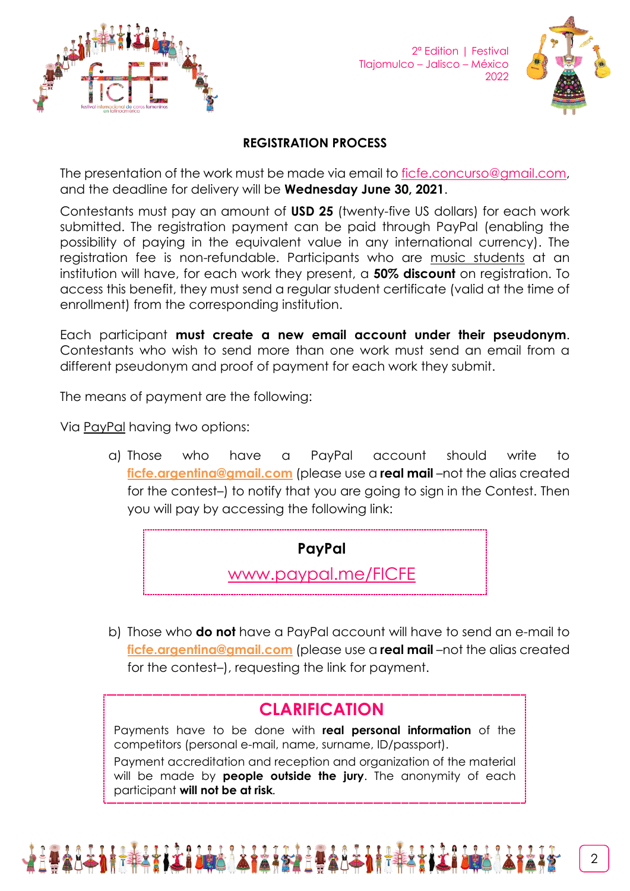## REGISTRATION PROCESS

The presentation of the work must be made via email to ficfe.concurso@gmail.com, and the deadline for delivery will be **Wednesday June 30, 2021**.

Contestants must pay an amount of **USD 25** (twenty-five US dollars) for each work submitted. The registration payment can be paid through PayPal (enabling the possibility of paying in the equivalent value in any international currency). The registration fee is non-refundable. Participants who are music students at an institution will have, for each work they present, a **50% discount** on registration. To access this benefit, they must send a regular student certificate (valid at the time of enrollment) from the corresponding institution.

Each participant **must create a new email account under their pseudonym**. Contestants who wish to send more than one work must send an email from a different pseudonym and proof of payment for each work they submit.

The means of payment are the following:

Via PayPal having two options:

a) Those who have a PayPal account should write to **ficfe.argentina@gmail.com** (please use a **real mail** –not the alias created for the contest–) to notify that you are going to sign in the Contest. Then you will pay by accessing the following link:

> **PayPal**
>
> www.paypal.me/FICFE

b) Those who **do not** have a PayPal account will have to send an e-mail to **ficfe.argentina@gmail.com** (please use a **real mail** –not the alias created for the contest–), requesting the link for payment.

> ### CLARIFICATION
>
> Payments have to be done with **real personal information** of the competitors (personal e-mail, name, surname, ID/passport).
>
> Payment accreditation and reception and organization of the material will be made by **people outside the jury**. The anonymity of each participant **will not be at risk**.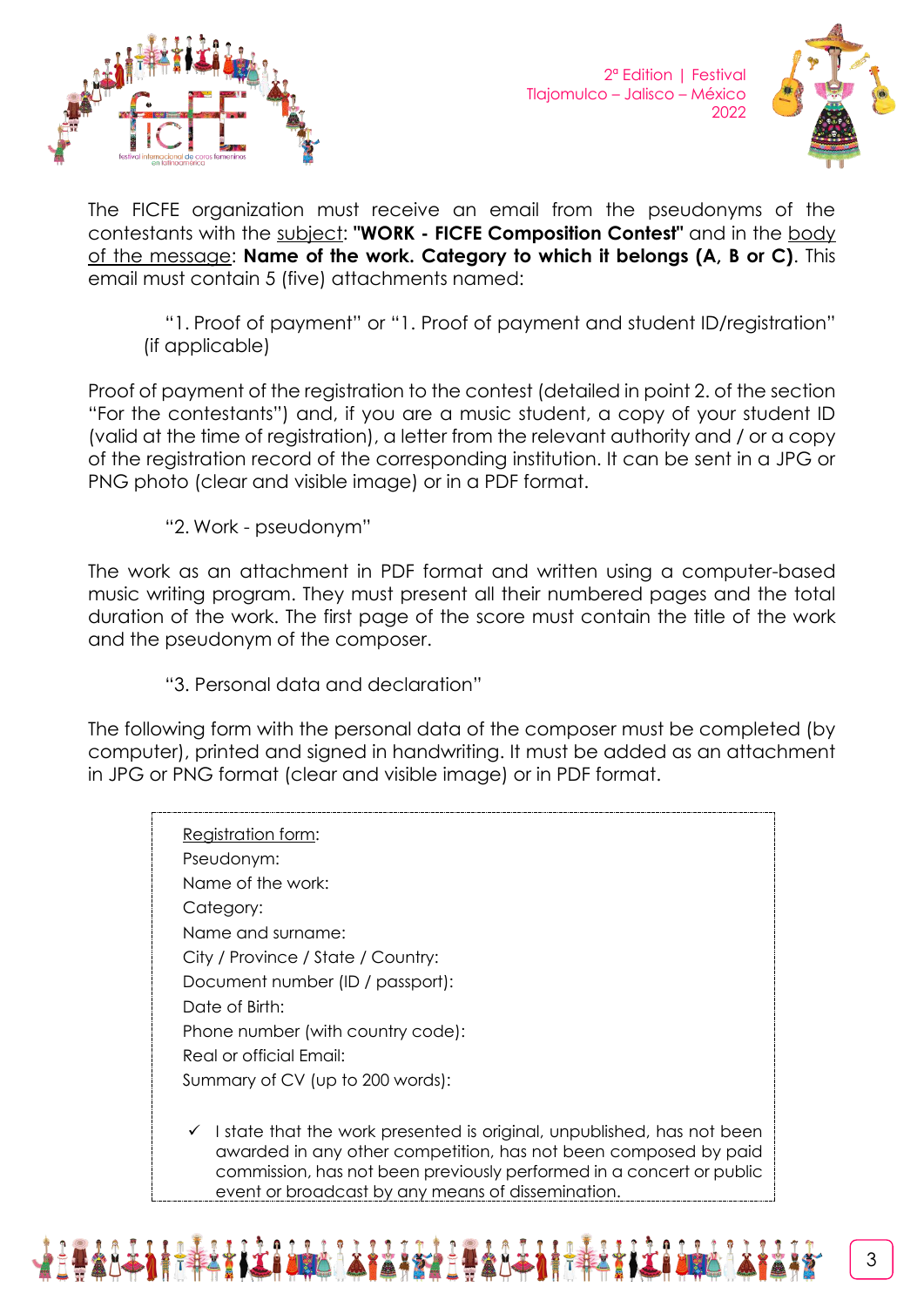The FICFE organization must receive an email from the pseudonyms of the contestants with the subject: **"WORK - FICFE Composition Contest"** and in the body of the message: **Name of the work. Category to which it belongs (A, B or C)**. This email must contain 5 (five) attachments named:

"1. Proof of payment" or "1. Proof of payment and student ID/registration" (if applicable)

Proof of payment of the registration to the contest (detailed in point 2. of the section "For the contestants") and, if you are a music student, a copy of your student ID (valid at the time of registration), a letter from the relevant authority and / or a copy of the registration record of the corresponding institution. It can be sent in a JPG or PNG photo (clear and visible image) or in a PDF format.

"2. Work - pseudonym"

The work as an attachment in PDF format and written using a computer-based music writing program. They must present all their numbered pages and the total duration of the work. The first page of the score must contain the title of the work and the pseudonym of the composer.

"3. Personal data and declaration"

The following form with the personal data of the composer must be completed (by computer), printed and signed in handwriting. It must be added as an attachment in JPG or PNG format (clear and visible image) or in PDF format.

Registration form:
Pseudonym:
Name of the work:
Category:
Name and surname:
City / Province / State / Country:
Document number (ID / passport):
Date of Birth:
Phone number (with country code):
Real or official Email:
Summary of CV (up to 200 words):

- ✓ I state that the work presented is original, unpublished, has not been awarded in any other competition, has not been composed by paid commission, has not been previously performed in a concert or public event or broadcast by any means of dissemination.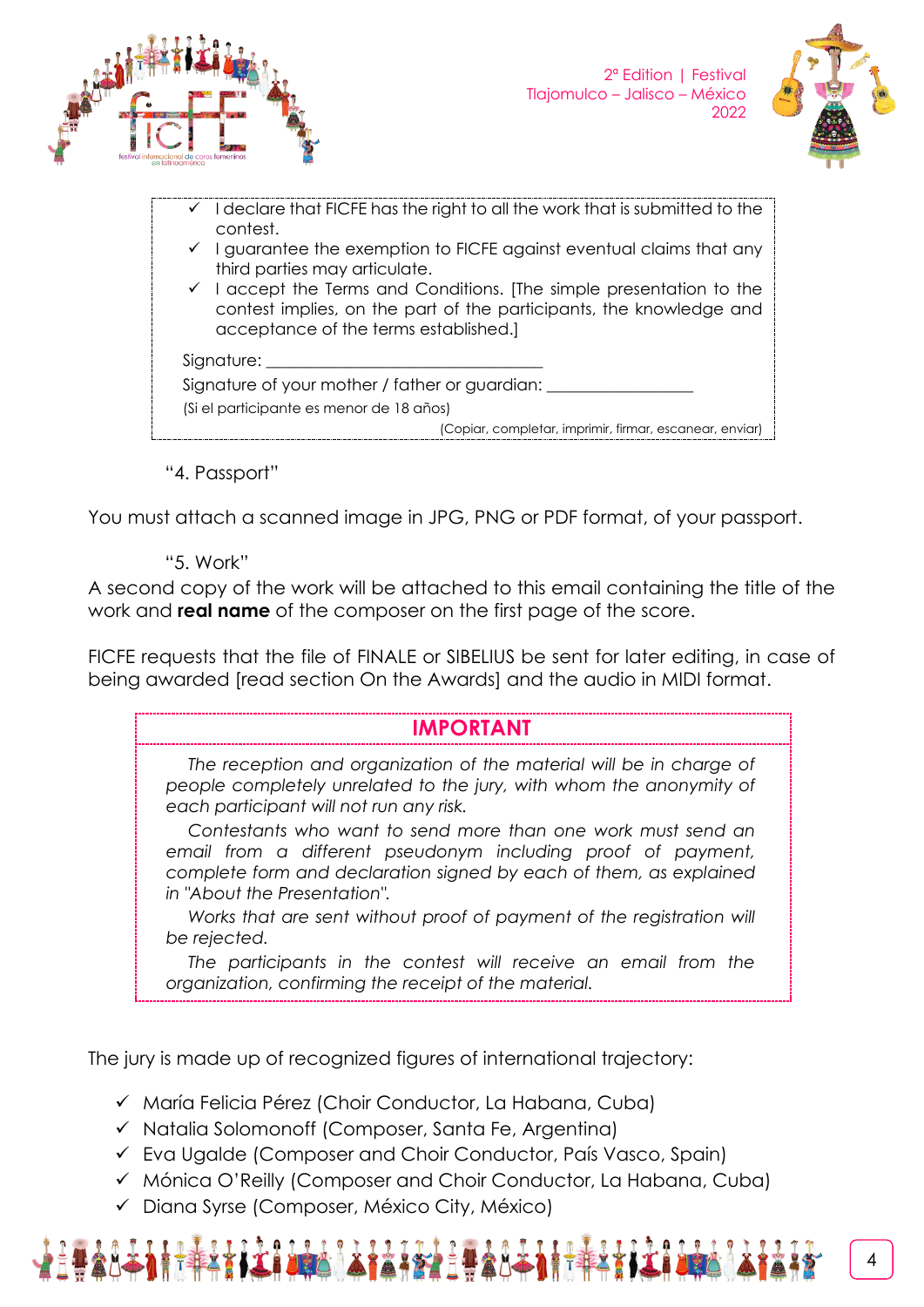- ✓ I declare that FICFE has the right to all the work that is submitted to the contest.
- ✓ I guarantee the exemption to FICFE against eventual claims that any third parties may articulate.
- ✓ I accept the Terms and Conditions. [The simple presentation to the contest implies, on the part of the participants, the knowledge and acceptance of the terms established.]

Signature: ________________________________

Signature of your mother / father or guardian: _________________

(Si el participante es menor de 18 años)

(Copiar, completar, imprimir, firmar, escanear, enviar)

"4. Passport"

You must attach a scanned image in JPG, PNG or PDF format, of your passport.

"5. Work"

A second copy of the work will be attached to this email containing the title of the work and **real name** of the composer on the first page of the score.

FICFE requests that the file of FINALE or SIBELIUS be sent for later editing, in case of being awarded [read section On the Awards] and the audio in MIDI format.

**IMPORTANT**

*The reception and organization of the material will be in charge of people completely unrelated to the jury, with whom the anonymity of each participant will not run any risk.*

*Contestants who want to send more than one work must send an email from a different pseudonym including proof of payment, complete form and declaration signed by each of them, as explained in "About the Presentation".*

*Works that are sent without proof of payment of the registration will be rejected.*

*The participants in the contest will receive an email from the organization, confirming the receipt of the material.*

The jury is made up of recognized figures of international trajectory:

- ✓ María Felicia Pérez (Choir Conductor, La Habana, Cuba)
- ✓ Natalia Solomonoff (Composer, Santa Fe, Argentina)
- ✓ Eva Ugalde (Composer and Choir Conductor, País Vasco, Spain)
- ✓ Mónica O'Reilly (Composer and Choir Conductor, La Habana, Cuba)
- ✓ Diana Syrse (Composer, México City, México)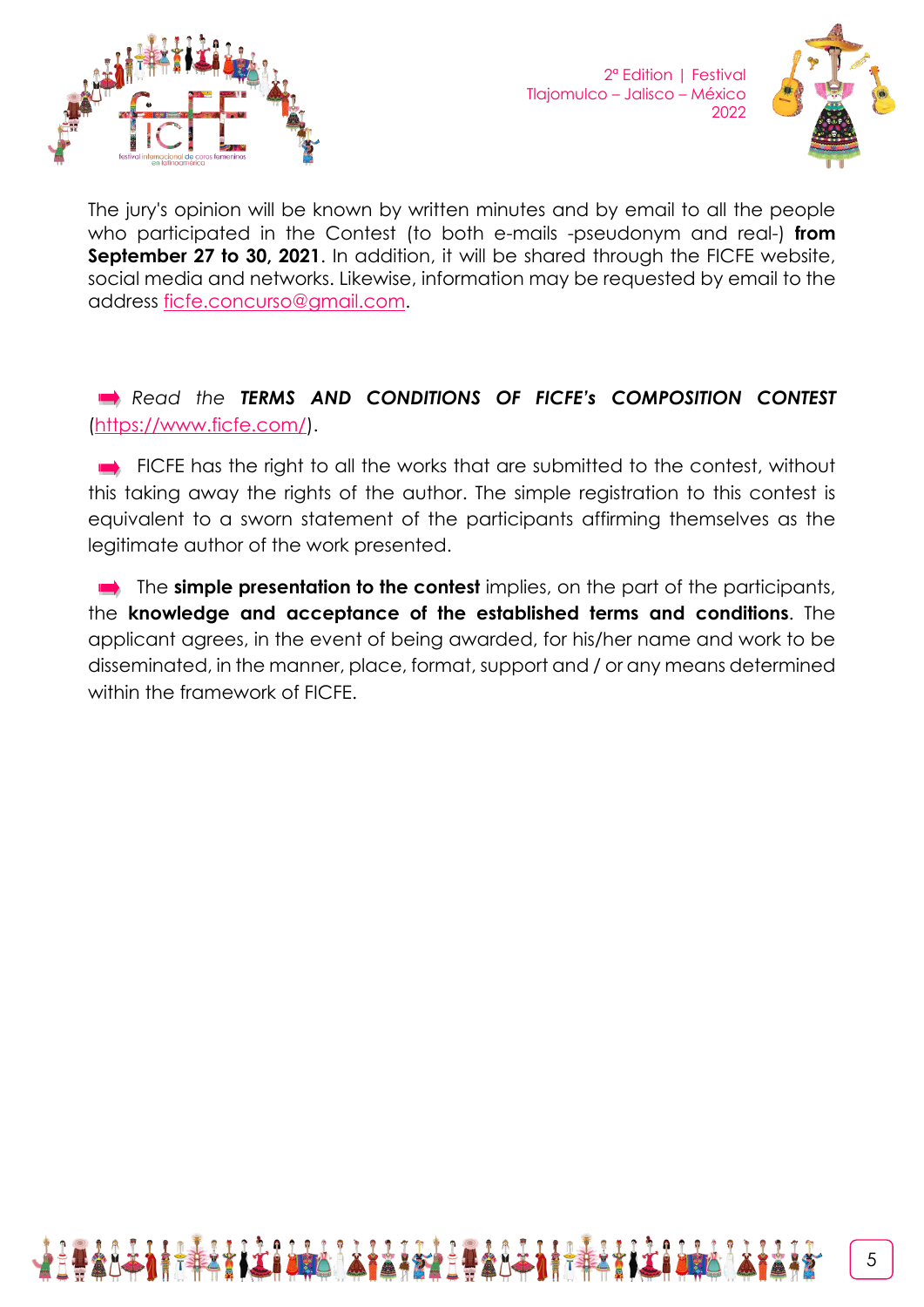The jury's opinion will be known by written minutes and by email to all the people who participated in the Contest (to both e-mails -pseudonym and real-) **from September 27 to 30, 2021**. In addition, it will be shared through the FICFE website, social media and networks. Likewise, information may be requested by email to the address ficfe.concurso@gmail.com.

➡ *Read the* ***TERMS AND CONDITIONS OF FICFE's COMPOSITION CONTEST*** (https://www.ficfe.com/).

➡ FICFE has the right to all the works that are submitted to the contest, without this taking away the rights of the author. The simple registration to this contest is equivalent to a sworn statement of the participants affirming themselves as the legitimate author of the work presented.

➡ The **simple presentation to the contest** implies, on the part of the participants, the **knowledge and acceptance of the established terms and conditions**. The applicant agrees, in the event of being awarded, for his/her name and work to be disseminated, in the manner, place, format, support and / or any means determined within the framework of FICFE.